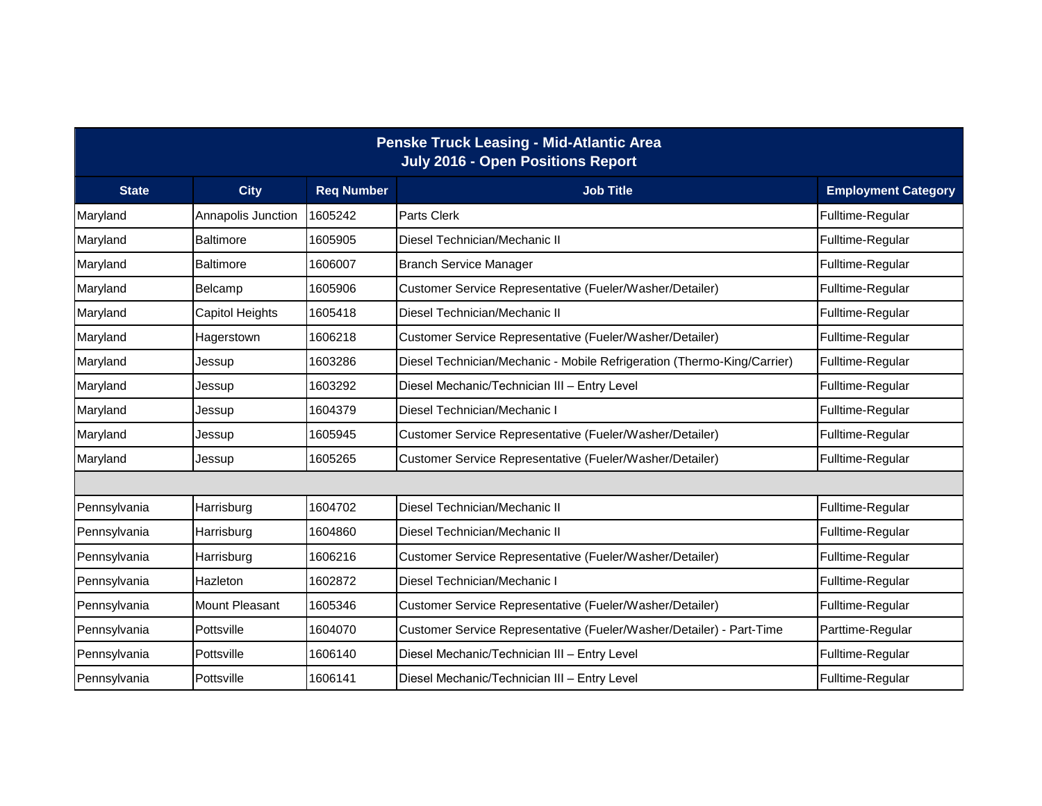| Penske Truck Leasing - Mid-Atlantic Area<br>July 2016 - Open Positions Report | | | | |
|---|---|---|---|---|
| **State** | **City** | **Req Number** | **Job Title** | **Employment Category** |
| Maryland | Annapolis Junction | 1605242 | Parts Clerk | Fulltime-Regular |
| Maryland | Baltimore | 1605905 | Diesel Technician/Mechanic II | Fulltime-Regular |
| Maryland | Baltimore | 1606007 | Branch Service Manager | Fulltime-Regular |
| Maryland | Belcamp | 1605906 | Customer Service Representative (Fueler/Washer/Detailer) | Fulltime-Regular |
| Maryland | Capitol Heights | 1605418 | Diesel Technician/Mechanic II | Fulltime-Regular |
| Maryland | Hagerstown | 1606218 | Customer Service Representative (Fueler/Washer/Detailer) | Fulltime-Regular |
| Maryland | Jessup | 1603286 | Diesel Technician/Mechanic - Mobile Refrigeration (Thermo-King/Carrier) | Fulltime-Regular |
| Maryland | Jessup | 1603292 | Diesel Mechanic/Technician III – Entry Level | Fulltime-Regular |
| Maryland | Jessup | 1604379 | Diesel Technician/Mechanic I | Fulltime-Regular |
| Maryland | Jessup | 1605945 | Customer Service Representative (Fueler/Washer/Detailer) | Fulltime-Regular |
| Maryland | Jessup | 1605265 | Customer Service Representative (Fueler/Washer/Detailer) | Fulltime-Regular |
| | | | | |
| Pennsylvania | Harrisburg | 1604702 | Diesel Technician/Mechanic II | Fulltime-Regular |
| Pennsylvania | Harrisburg | 1604860 | Diesel Technician/Mechanic II | Fulltime-Regular |
| Pennsylvania | Harrisburg | 1606216 | Customer Service Representative (Fueler/Washer/Detailer) | Fulltime-Regular |
| Pennsylvania | Hazleton | 1602872 | Diesel Technician/Mechanic I | Fulltime-Regular |
| Pennsylvania | Mount Pleasant | 1605346 | Customer Service Representative (Fueler/Washer/Detailer) | Fulltime-Regular |
| Pennsylvania | Pottsville | 1604070 | Customer Service Representative (Fueler/Washer/Detailer) - Part-Time | Parttime-Regular |
| Pennsylvania | Pottsville | 1606140 | Diesel Mechanic/Technician III – Entry Level | Fulltime-Regular |
| Pennsylvania | Pottsville | 1606141 | Diesel Mechanic/Technician III – Entry Level | Fulltime-Regular |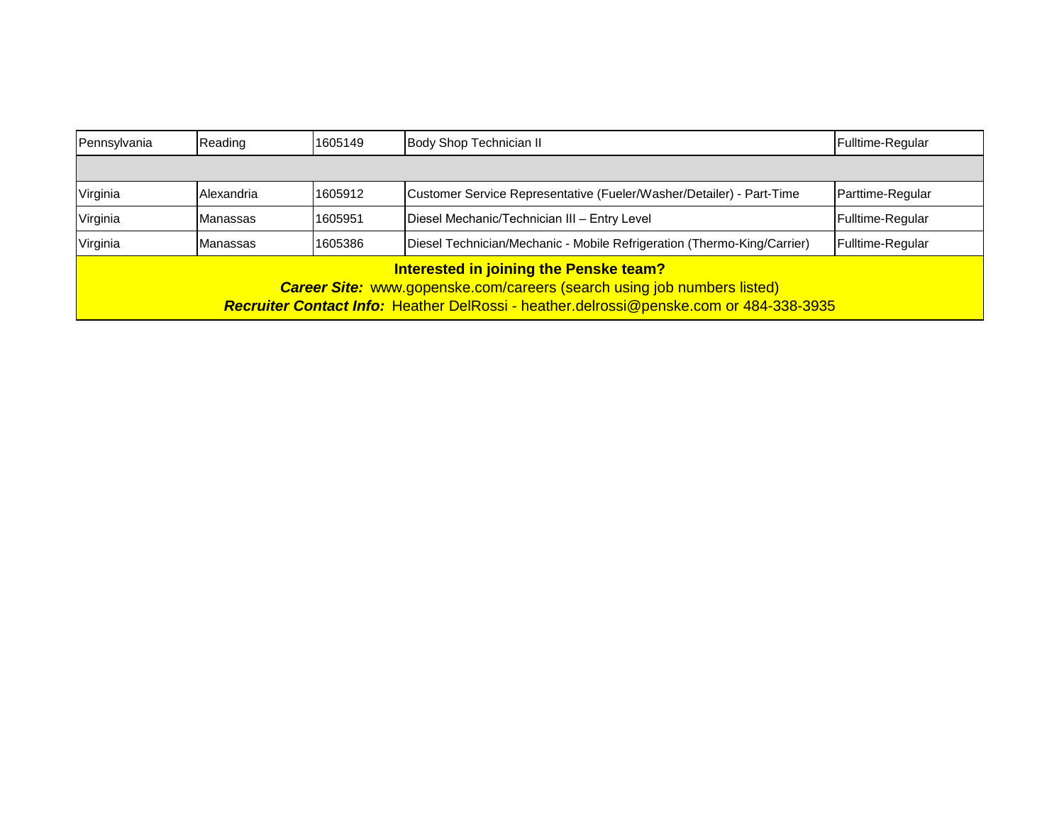| | | | | |
|---|---|---|---|---|
| Pennsylvania | Reading | 1605149 | Body Shop Technician II | Fulltime-Regular |
| | | | | |
| Virginia | Alexandria | 1605912 | Customer Service Representative (Fueler/Washer/Detailer) - Part-Time | Parttime-Regular |
| Virginia | Manassas | 1605951 | Diesel Mechanic/Technician III – Entry Level | Fulltime-Regular |
| Virginia | Manassas | 1605386 | Diesel Technician/Mechanic - Mobile Refrigeration (Thermo-King/Carrier) | Fulltime-Regular |

**Interested in joining the Penske team?**

***Career Site:*** www.gopenske.com/careers (search using job numbers listed)

***Recruiter Contact Info:*** Heather DelRossi - heather.delrossi@penske.com or 484-338-3935